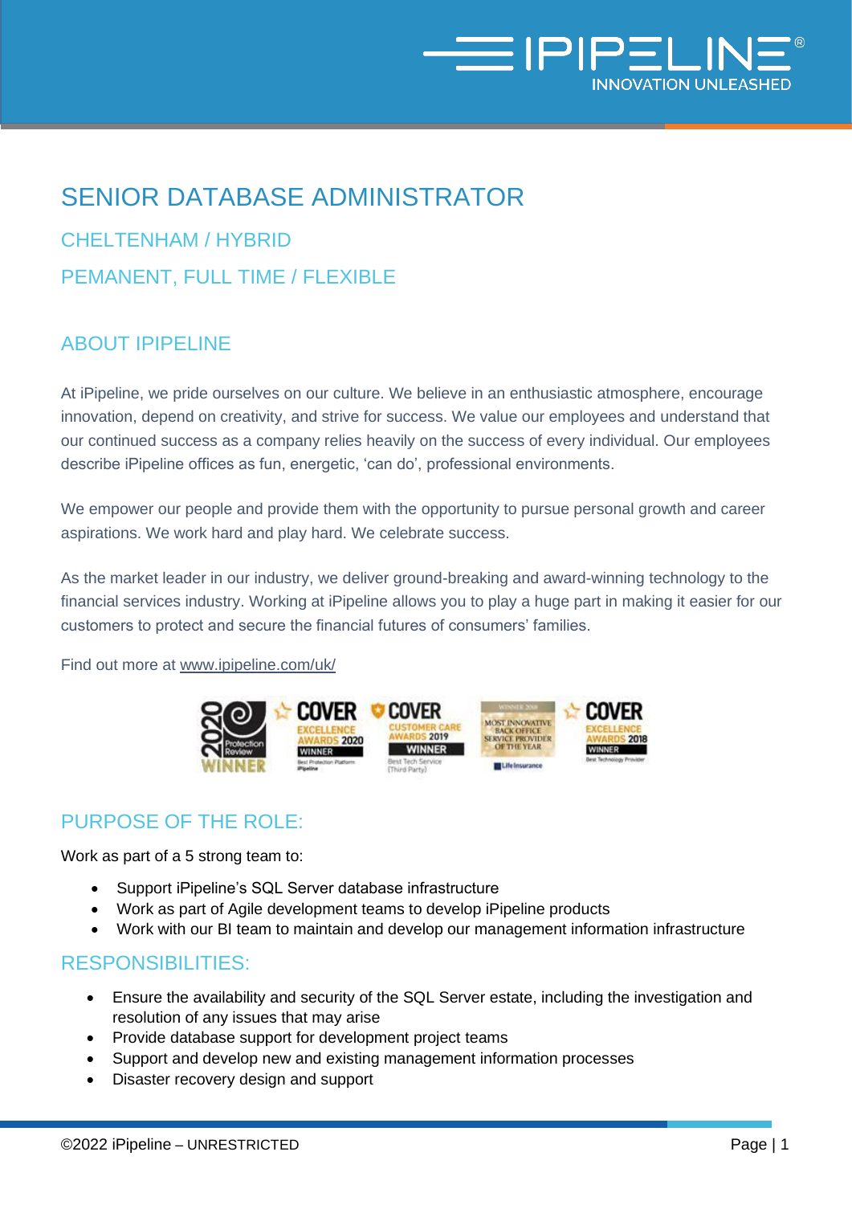# SENIOR DATABASE ADMINISTRATOR

## CHELTENHAM / HYBRID

## PEMANENT, FULL TIME / FLEXIBLE

## ABOUT IPIPELINE

At iPipeline, we pride ourselves on our culture. We believe in an enthusiastic atmosphere, encourage innovation, depend on creativity, and strive for success. We value our employees and understand that our continued success as a company relies heavily on the success of every individual. Our employees describe iPipeline offices as fun, energetic, 'can do', professional environments.

We empower our people and provide them with the opportunity to pursue personal growth and career aspirations. We work hard and play hard. We celebrate success.

As the market leader in our industry, we deliver ground-breaking and award-winning technology to the financial services industry. Working at iPipeline allows you to play a huge part in making it easier for our customers to protect and secure the financial futures of consumers' families.

Find out more at www.ipipeline.com/uk/

## PURPOSE OF THE ROLE:

Work as part of a 5 strong team to:

- Support iPipeline's SQL Server database infrastructure
- Work as part of Agile development teams to develop iPipeline products
- Work with our BI team to maintain and develop our management information infrastructure

## RESPONSIBILITIES:

- Ensure the availability and security of the SQL Server estate, including the investigation and resolution of any issues that may arise
- Provide database support for development project teams
- Support and develop new and existing management information processes
- Disaster recovery design and support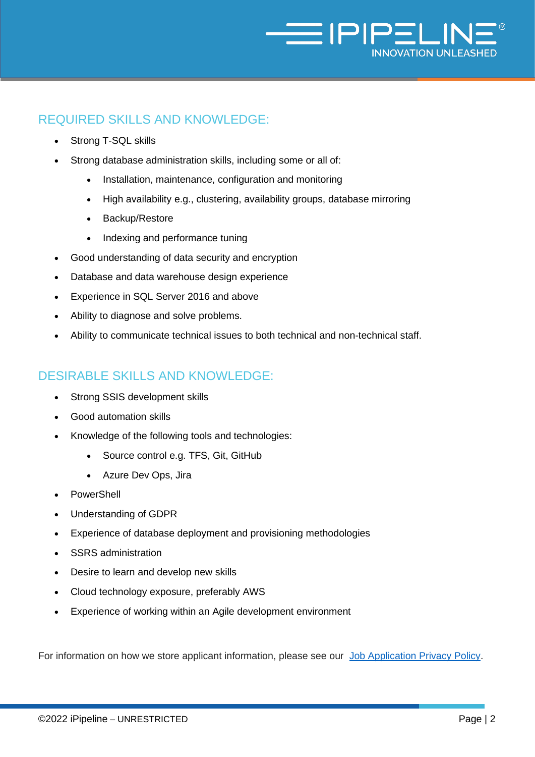## REQUIRED SKILLS AND KNOWLEDGE:

- Strong T-SQL skills
- Strong database administration skills, including some or all of:
  - Installation, maintenance, configuration and monitoring
  - High availability e.g., clustering, availability groups, database mirroring
  - Backup/Restore
  - Indexing and performance tuning
- Good understanding of data security and encryption
- Database and data warehouse design experience
- Experience in SQL Server 2016 and above
- Ability to diagnose and solve problems.
- Ability to communicate technical issues to both technical and non-technical staff.

## DESIRABLE SKILLS AND KNOWLEDGE:

- Strong SSIS development skills
- Good automation skills
- Knowledge of the following tools and technologies:
  - Source control e.g. TFS, Git, GitHub
  - Azure Dev Ops, Jira
- PowerShell
- Understanding of GDPR
- Experience of database deployment and provisioning methodologies
- SSRS administration
- Desire to learn and develop new skills
- Cloud technology exposure, preferably AWS
- Experience of working within an Agile development environment

For information on how we store applicant information, please see our [Job Application Privacy Policy](#).